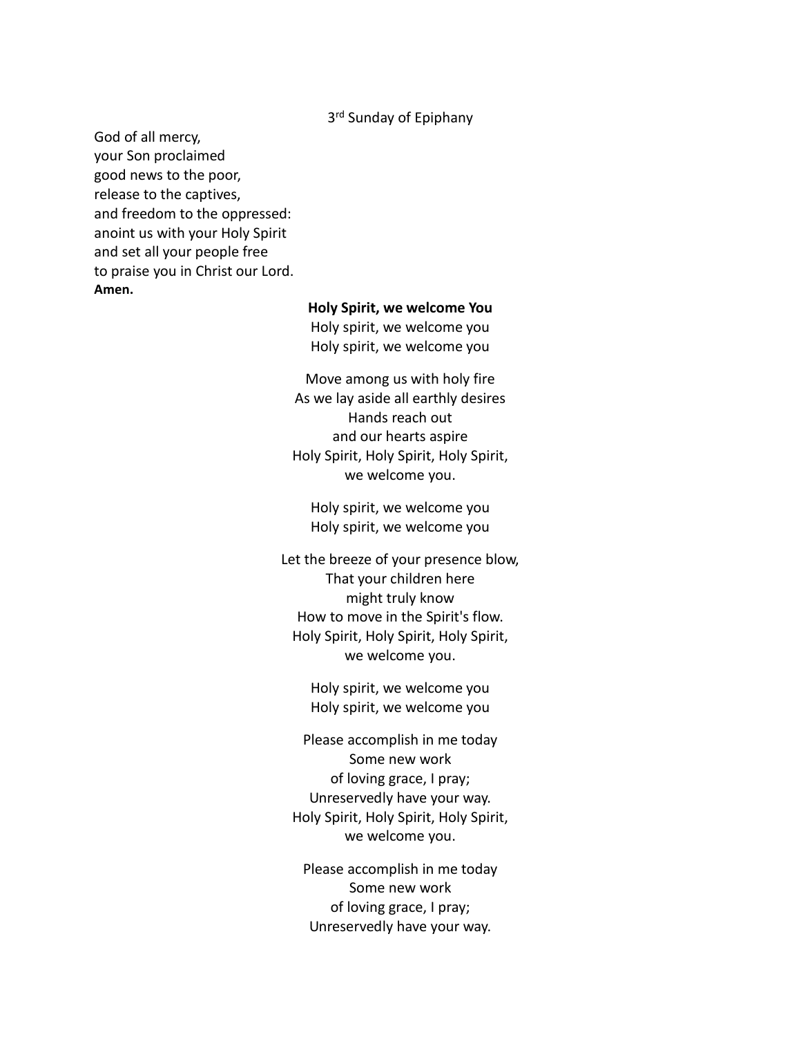3rd Sunday of Epiphany

God of all mercy,
your Son proclaimed
good news to the poor,
release to the captives,
and freedom to the oppressed:
anoint us with your Holy Spirit
and set all your people free
to praise you in Christ our Lord.
**Amen.**

**Holy Spirit, we welcome You**

Holy spirit, we welcome you
Holy spirit, we welcome you

Move among us with holy fire
As we lay aside all earthly desires
Hands reach out
and our hearts aspire
Holy Spirit, Holy Spirit, Holy Spirit,
we welcome you.

Holy spirit, we welcome you
Holy spirit, we welcome you

Let the breeze of your presence blow,
That your children here
might truly know
How to move in the Spirit's flow.
Holy Spirit, Holy Spirit, Holy Spirit,
we welcome you.

Holy spirit, we welcome you
Holy spirit, we welcome you

Please accomplish in me today
Some new work
of loving grace, I pray;
Unreservedly have your way.
Holy Spirit, Holy Spirit, Holy Spirit,
we welcome you.

Please accomplish in me today
Some new work
of loving grace, I pray;
Unreservedly have your way.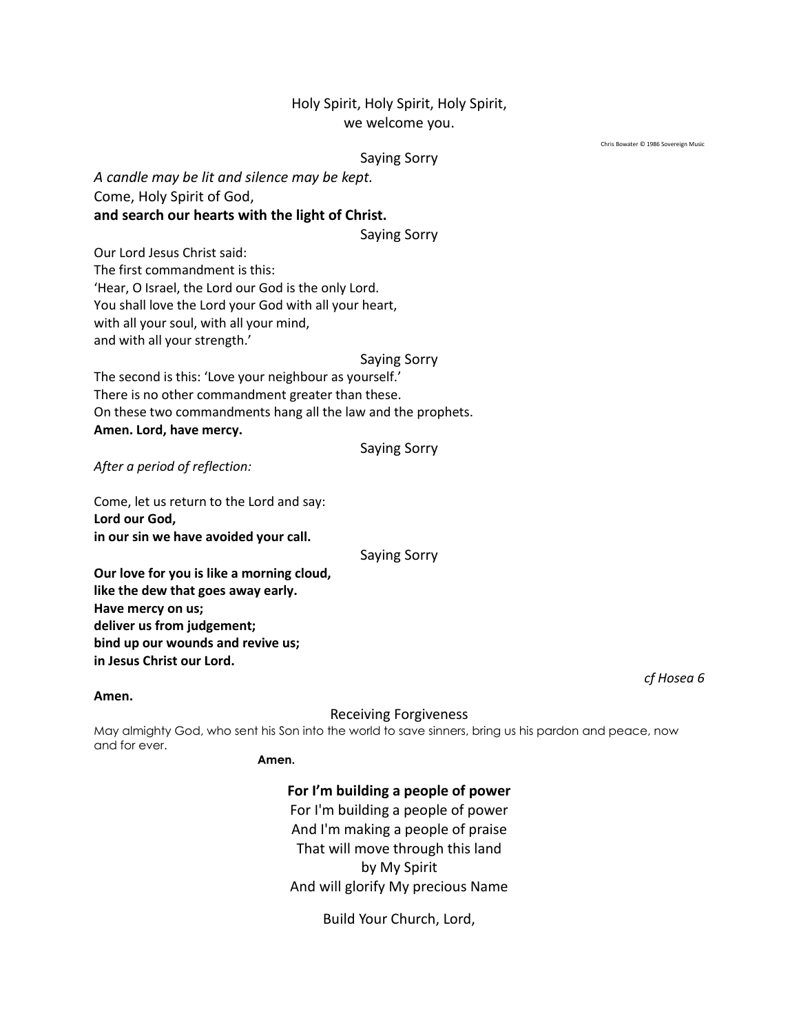Holy Spirit, Holy Spirit, Holy Spirit,
we welcome you.

Chris Bowater © 1986 Sovereign Music

Saying Sorry

*A candle may be lit and silence may be kept.*

Come, Holy Spirit of God,
**and search our hearts with the light of Christ.**

Saying Sorry

Our Lord Jesus Christ said:
The first commandment is this:
'Hear, O Israel, the Lord our God is the only Lord.
You shall love the Lord your God with all your heart,
with all your soul, with all your mind,
and with all your strength.'

Saying Sorry

The second is this: 'Love your neighbour as yourself.'
There is no other commandment greater than these.
On these two commandments hang all the law and the prophets.
**Amen. Lord, have mercy.**

Saying Sorry

*After a period of reflection:*

Come, let us return to the Lord and say:
**Lord our God,**
**in our sin we have avoided your call.**

Saying Sorry

**Our love for you is like a morning cloud,**
**like the dew that goes away early.**
**Have mercy on us;**
**deliver us from judgement;**
**bind up our wounds and revive us;**
**in Jesus Christ our Lord.**

*cf Hosea 6*

**Amen.**

Receiving Forgiveness

May almighty God, who sent his Son into the world to save sinners, bring us his pardon and peace, now and for ever.

**Amen.**

**For I'm building a people of power**

For I'm building a people of power
And I'm making a people of praise
That will move through this land
by My Spirit
And will glorify My precious Name

Build Your Church, Lord,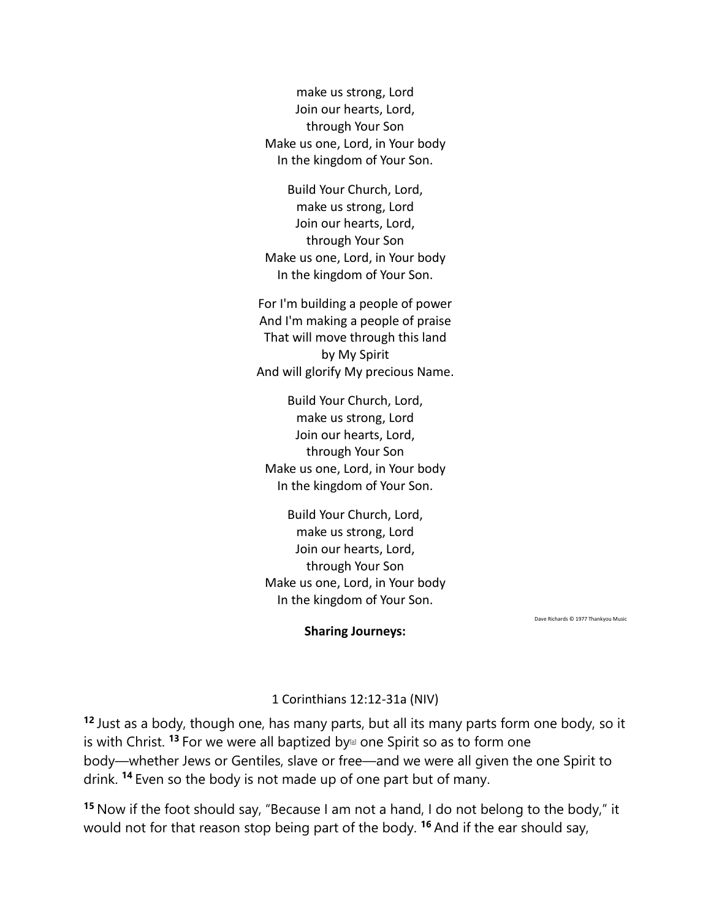make us strong, Lord
Join our hearts, Lord,
through Your Son
Make us one, Lord, in Your body
In the kingdom of Your Son.

Build Your Church, Lord,
make us strong, Lord
Join our hearts, Lord,
through Your Son
Make us one, Lord, in Your body
In the kingdom of Your Son.

For I'm building a people of power
And I'm making a people of praise
That will move through this land
by My Spirit
And will glorify My precious Name.

Build Your Church, Lord,
make us strong, Lord
Join our hearts, Lord,
through Your Son
Make us one, Lord, in Your body
In the kingdom of Your Son.

Build Your Church, Lord,
make us strong, Lord
Join our hearts, Lord,
through Your Son
Make us one, Lord, in Your body
In the kingdom of Your Son.

Dave Richards © 1977 Thankyou Music

**Sharing Journeys:**

1 Corinthians 12:12-31a (NIV)

**12** Just as a body, though one, has many parts, but all its many parts form one body, so it is with Christ. **13** For we were all baptized by[a] one Spirit so as to form one body—whether Jews or Gentiles, slave or free—and we were all given the one Spirit to drink. **14** Even so the body is not made up of one part but of many.

**15** Now if the foot should say, "Because I am not a hand, I do not belong to the body," it would not for that reason stop being part of the body. **16** And if the ear should say,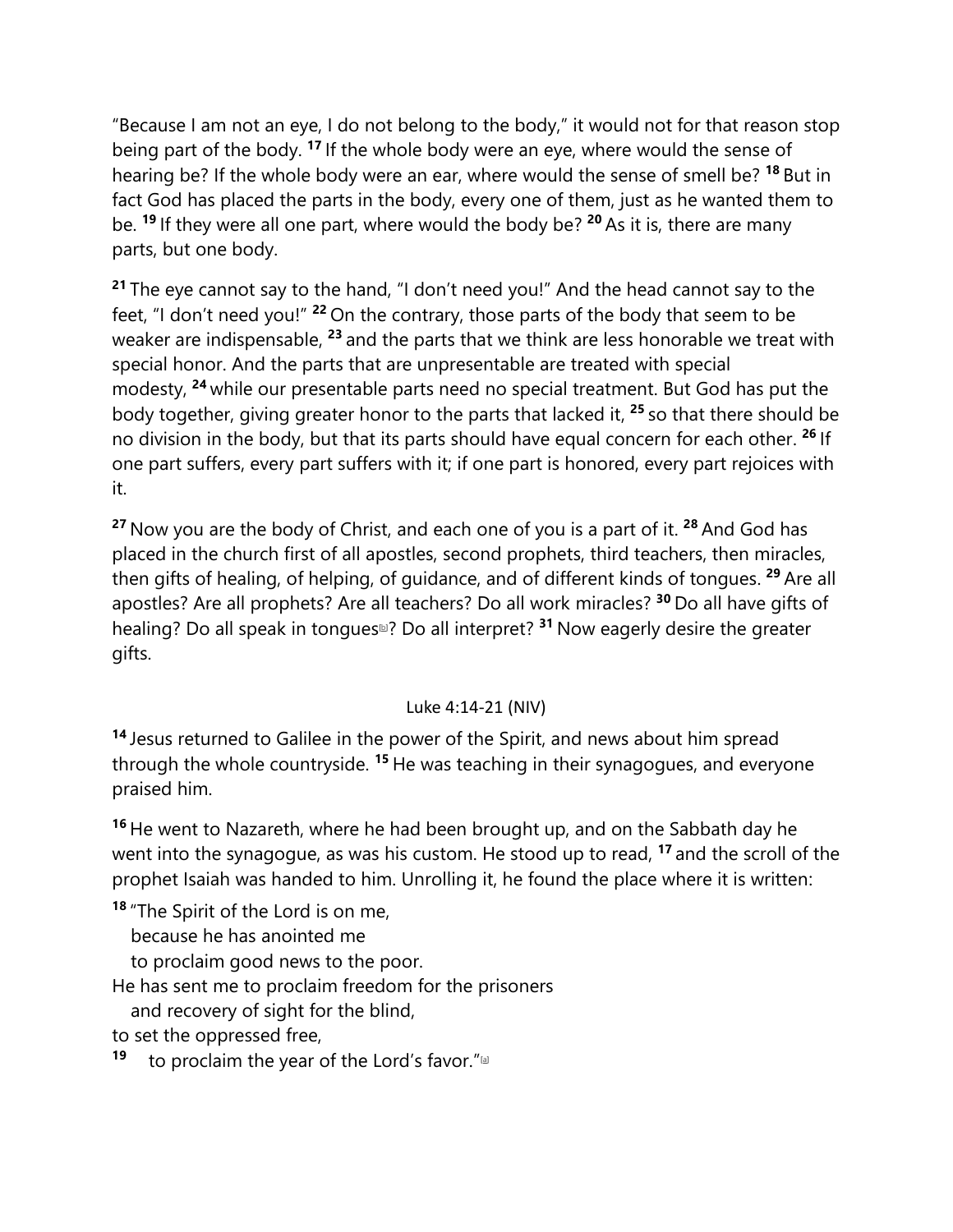"Because I am not an eye, I do not belong to the body," it would not for that reason stop being part of the body. **17** If the whole body were an eye, where would the sense of hearing be? If the whole body were an ear, where would the sense of smell be? **18** But in fact God has placed the parts in the body, every one of them, just as he wanted them to be. **19** If they were all one part, where would the body be? **20** As it is, there are many parts, but one body.

**21** The eye cannot say to the hand, "I don't need you!" And the head cannot say to the feet, "I don't need you!" **22** On the contrary, those parts of the body that seem to be weaker are indispensable, **23** and the parts that we think are less honorable we treat with special honor. And the parts that are unpresentable are treated with special modesty, **24** while our presentable parts need no special treatment. But God has put the body together, giving greater honor to the parts that lacked it, **25** so that there should be no division in the body, but that its parts should have equal concern for each other. **26** If one part suffers, every part suffers with it; if one part is honored, every part rejoices with it.

**27** Now you are the body of Christ, and each one of you is a part of it. **28** And God has placed in the church first of all apostles, second prophets, third teachers, then miracles, then gifts of healing, of helping, of guidance, and of different kinds of tongues. **29** Are all apostles? Are all prophets? Are all teachers? Do all work miracles? **30** Do all have gifts of healing? Do all speak in tongues[b]? Do all interpret? **31** Now eagerly desire the greater gifts.

Luke 4:14-21 (NIV)

**14** Jesus returned to Galilee in the power of the Spirit, and news about him spread through the whole countryside. **15** He was teaching in their synagogues, and everyone praised him.

**16** He went to Nazareth, where he had been brought up, and on the Sabbath day he went into the synagogue, as was his custom. He stood up to read, **17** and the scroll of the prophet Isaiah was handed to him. Unrolling it, he found the place where it is written:

**18** "The Spirit of the Lord is on me,
because he has anointed me
to proclaim good news to the poor.
He has sent me to proclaim freedom for the prisoners
and recovery of sight for the blind,
to set the oppressed free,
**19** to proclaim the year of the Lord's favor."[a]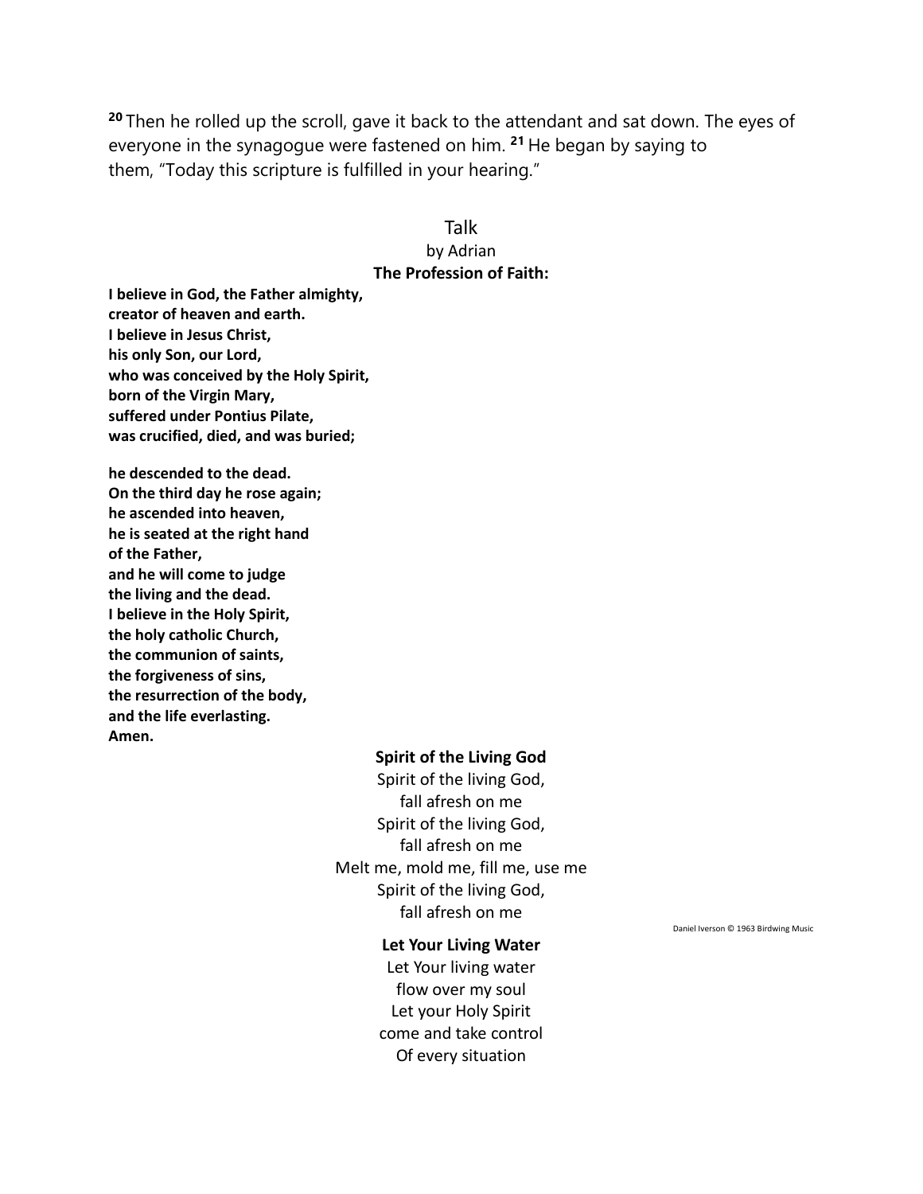[20] Then he rolled up the scroll, gave it back to the attendant and sat down. The eyes of everyone in the synagogue were fastened on him. [21] He began by saying to them, "Today this scripture is fulfilled in your hearing."

Talk

by Adrian

**The Profession of Faith:**

**I believe in God, the Father almighty,**
**creator of heaven and earth.**
**I believe in Jesus Christ,**
**his only Son, our Lord,**
**who was conceived by the Holy Spirit,**
**born of the Virgin Mary,**
**suffered under Pontius Pilate,**
**was crucified, died, and was buried;**

**he descended to the dead.**
**On the third day he rose again;**
**he ascended into heaven,**
**he is seated at the right hand**
**of the Father,**
**and he will come to judge**
**the living and the dead.**
**I believe in the Holy Spirit,**
**the holy catholic Church,**
**the communion of saints,**
**the forgiveness of sins,**
**the resurrection of the body,**
**and the life everlasting.**
**Amen.**

**Spirit of the Living God**

Spirit of the living God,
fall afresh on me
Spirit of the living God,
fall afresh on me
Melt me, mold me, fill me, use me
Spirit of the living God,
fall afresh on me

Daniel Iverson © 1963 Birdwing Music

**Let Your Living Water**

Let Your living water
flow over my soul
Let your Holy Spirit
come and take control
Of every situation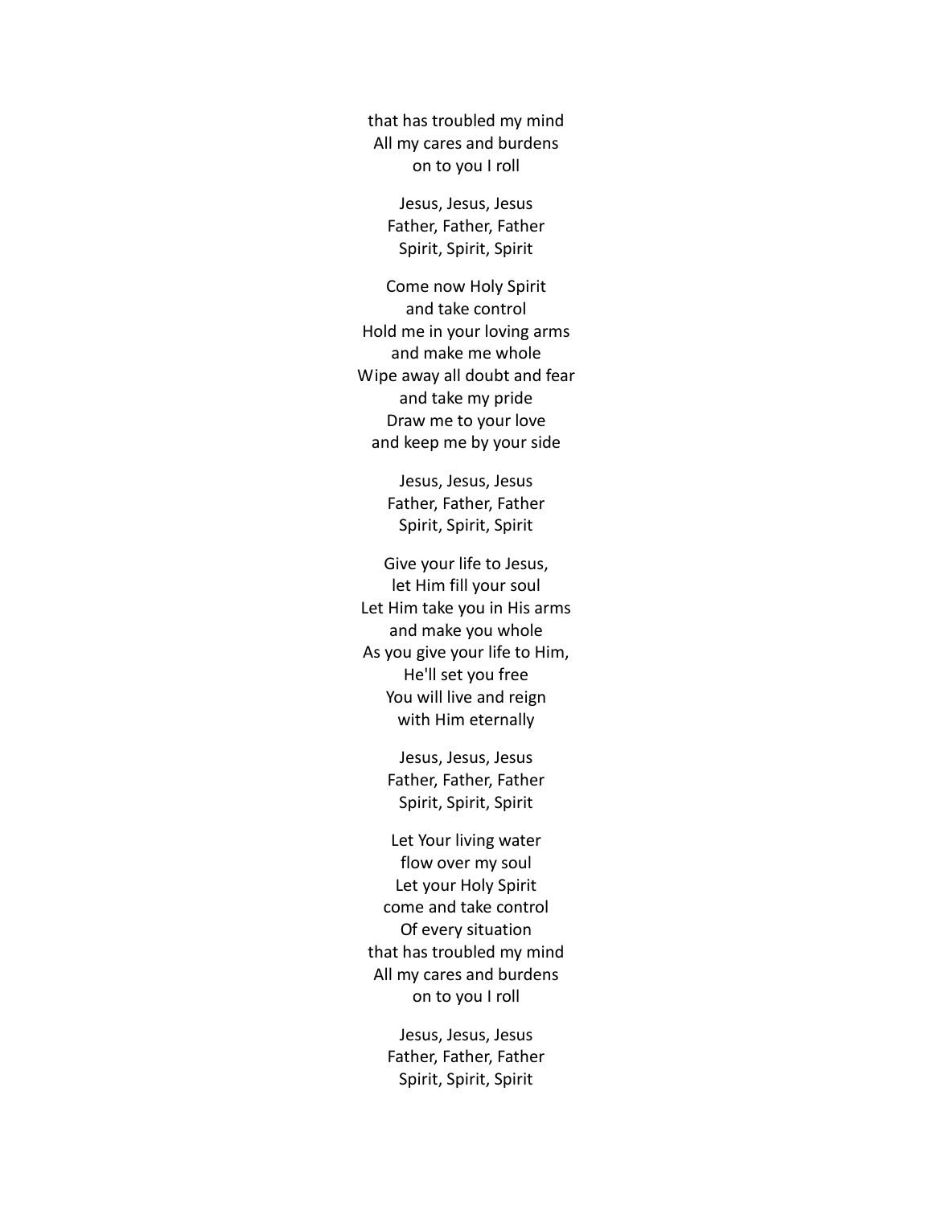that has troubled my mind
All my cares and burdens
on to you I roll

Jesus, Jesus, Jesus
Father, Father, Father
Spirit, Spirit, Spirit

Come now Holy Spirit
and take control
Hold me in your loving arms
and make me whole
Wipe away all doubt and fear
and take my pride
Draw me to your love
and keep me by your side

Jesus, Jesus, Jesus
Father, Father, Father
Spirit, Spirit, Spirit

Give your life to Jesus,
let Him fill your soul
Let Him take you in His arms
and make you whole
As you give your life to Him,
He'll set you free
You will live and reign
with Him eternally

Jesus, Jesus, Jesus
Father, Father, Father
Spirit, Spirit, Spirit

Let Your living water
flow over my soul
Let your Holy Spirit
come and take control
Of every situation
that has troubled my mind
All my cares and burdens
on to you I roll

Jesus, Jesus, Jesus
Father, Father, Father
Spirit, Spirit, Spirit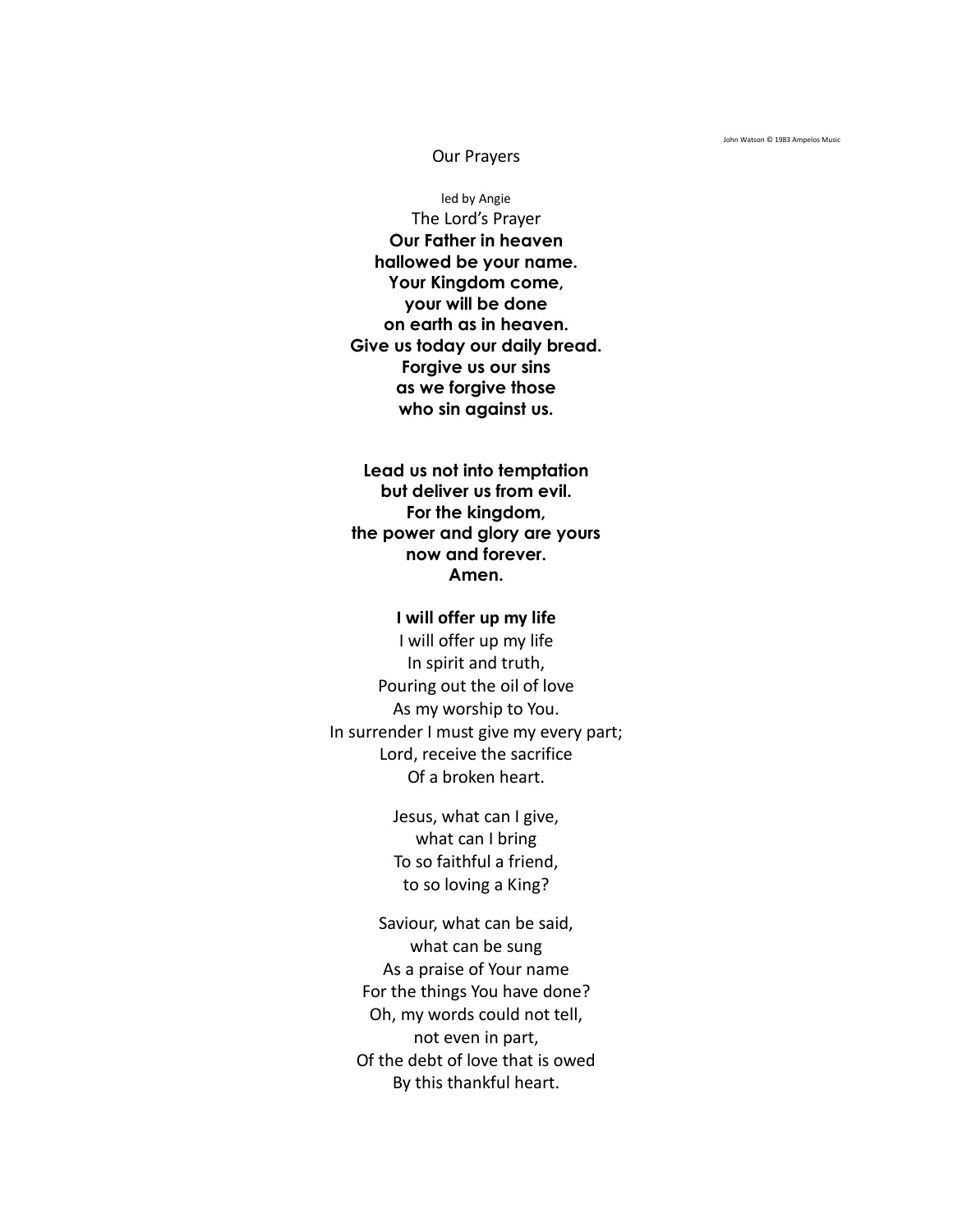John Watson © 1983 Ampelos Music

Our Prayers

led by Angie

The Lord's Prayer

**Our Father in heaven**
**hallowed be your name.**
**Your Kingdom come,**
**your will be done**
**on earth as in heaven.**
**Give us today our daily bread.**
**Forgive us our sins**
**as we forgive those**
**who sin against us.**

**Lead us not into temptation**
**but deliver us from evil.**
**For the kingdom,**
**the power and glory are yours**
**now and forever.**
**Amen.**

**I will offer up my life**

I will offer up my life
In spirit and truth,
Pouring out the oil of love
As my worship to You.
In surrender I must give my every part;
Lord, receive the sacrifice
Of a broken heart.

Jesus, what can I give,
what can I bring
To so faithful a friend,
to so loving a King?

Saviour, what can be said,
what can be sung
As a praise of Your name
For the things You have done?
Oh, my words could not tell,
not even in part,
Of the debt of love that is owed
By this thankful heart.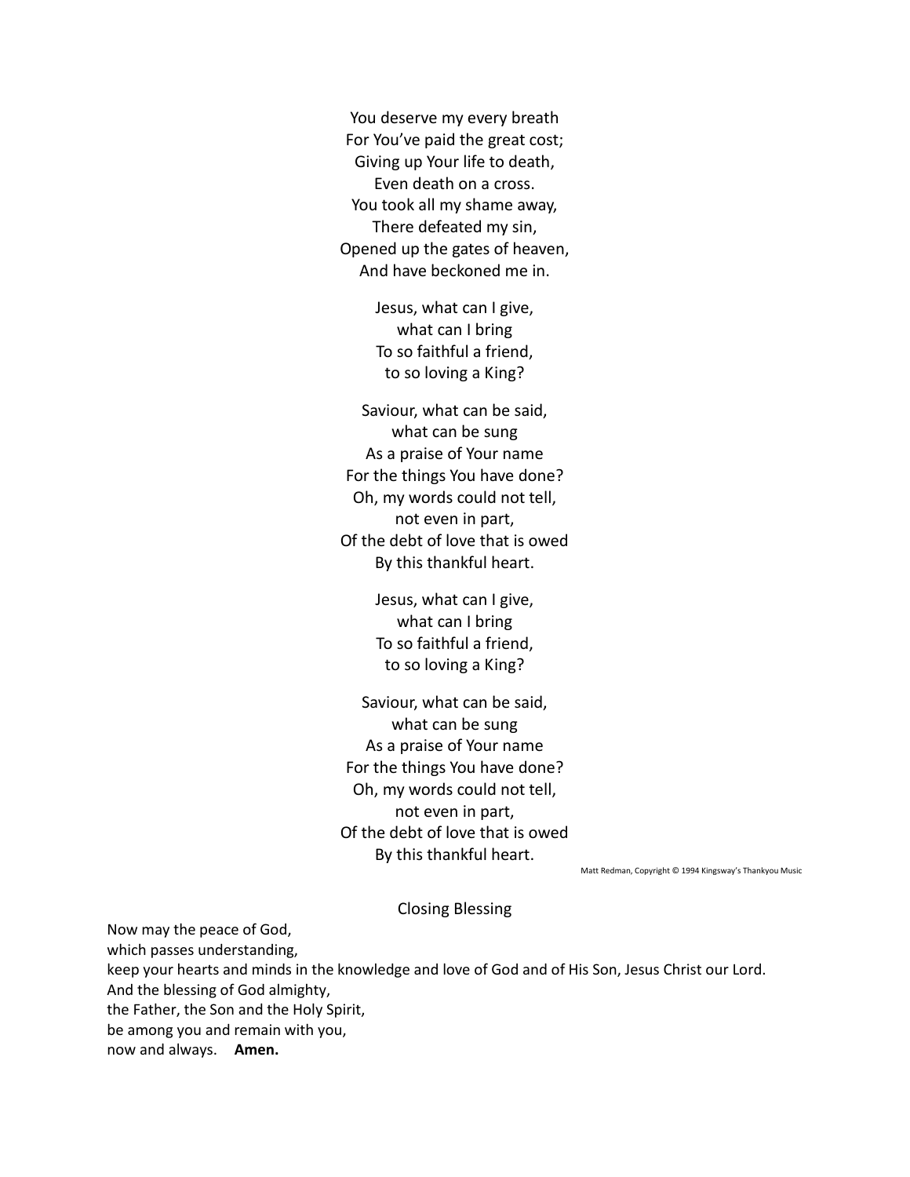You deserve my every breath  
For You've paid the great cost;  
Giving up Your life to death,  
Even death on a cross.  
You took all my shame away,  
There defeated my sin,  
Opened up the gates of heaven,  
And have beckoned me in.

Jesus, what can I give,  
what can I bring  
To so faithful a friend,  
to so loving a King?

Saviour, what can be said,  
what can be sung  
As a praise of Your name  
For the things You have done?  
Oh, my words could not tell,  
not even in part,  
Of the debt of love that is owed  
By this thankful heart.

Jesus, what can I give,  
what can I bring  
To so faithful a friend,  
to so loving a King?

Saviour, what can be said,  
what can be sung  
As a praise of Your name  
For the things You have done?  
Oh, my words could not tell,  
not even in part,  
Of the debt of love that is owed  
By this thankful heart.

Matt Redman, Copyright © 1994 Kingsway's Thankyou Music

## Closing Blessing

Now may the peace of God,  
which passes understanding,  
keep your hearts and minds in the knowledge and love of God and of His Son, Jesus Christ our Lord.  
And the blessing of God almighty,  
the Father, the Son and the Holy Spirit,  
be among you and remain with you,  
now and always. **Amen.**